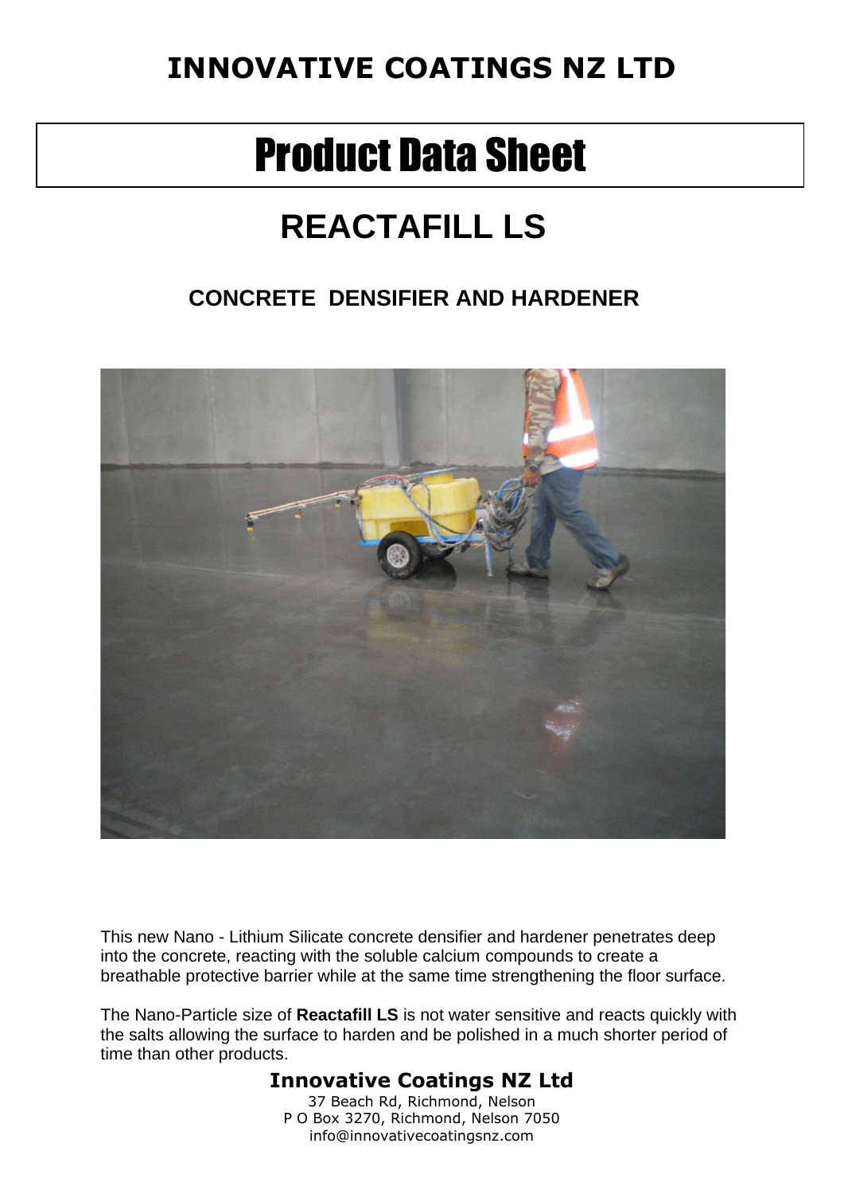# INNOVATIVE COATINGS NZ LTD

# Product Data Sheet

## REACTAFILL LS

### CONCRETE DENSIFIER AND HARDENER

This new Nano - Lithium Silicate concrete densifier and hardener penetrates deep into the concrete, reacting with the soluble calcium compounds to create a breathable protective barrier while at the same time strengthening the floor surface.

The Nano-Particle size of **Reactafill LS** is not water sensitive and reacts quickly with the salts allowing the surface to harden and be polished in a much shorter period of time than other products.

**Innovative Coatings NZ Ltd**
37 Beach Rd, Richmond, Nelson
P O Box 3270, Richmond, Nelson 7050
info@innovativecoatingsnz.com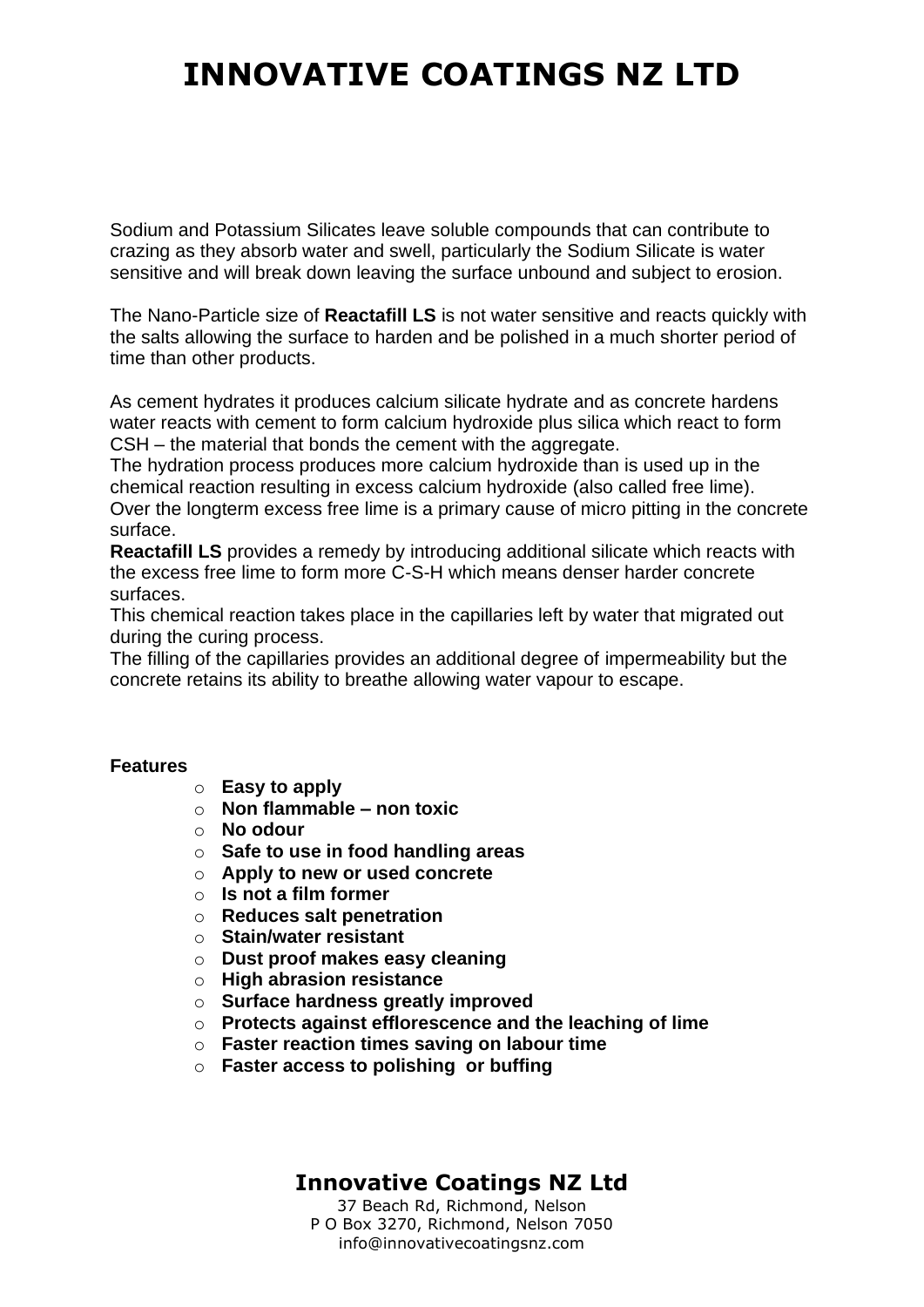Sodium and Potassium Silicates leave soluble compounds that can contribute to crazing as they absorb water and swell, particularly the Sodium Silicate is water sensitive and will break down leaving the surface unbound and subject to erosion.

The Nano-Particle size of **Reactafill LS** is not water sensitive and reacts quickly with the salts allowing the surface to harden and be polished in a much shorter period of time than other products.

As cement hydrates it produces calcium silicate hydrate and as concrete hardens water reacts with cement to form calcium hydroxide plus silica which react to form CSH – the material that bonds the cement with the aggregate.
The hydration process produces more calcium hydroxide than is used up in the chemical reaction resulting in excess calcium hydroxide (also called free lime).
Over the longterm excess free lime is a primary cause of micro pitting in the concrete surface.
**Reactafill LS** provides a remedy by introducing additional silicate which reacts with the excess free lime to form more C-S-H which means denser harder concrete surfaces.
This chemical reaction takes place in the capillaries left by water that migrated out during the curing process.
The filling of the capillaries provides an additional degree of impermeability but the concrete retains its ability to breathe allowing water vapour to escape.

**Features**

- **Easy to apply**
- **Non flammable – non toxic**
- **No odour**
- **Safe to use in food handling areas**
- **Apply to new or used concrete**
- **Is not a film former**
- **Reduces salt penetration**
- **Stain/water resistant**
- **Dust proof makes easy cleaning**
- **High abrasion resistance**
- **Surface hardness greatly improved**
- **Protects against efflorescence and the leaching of lime**
- **Faster reaction times saving on labour time**
- **Faster access to polishing or buffing**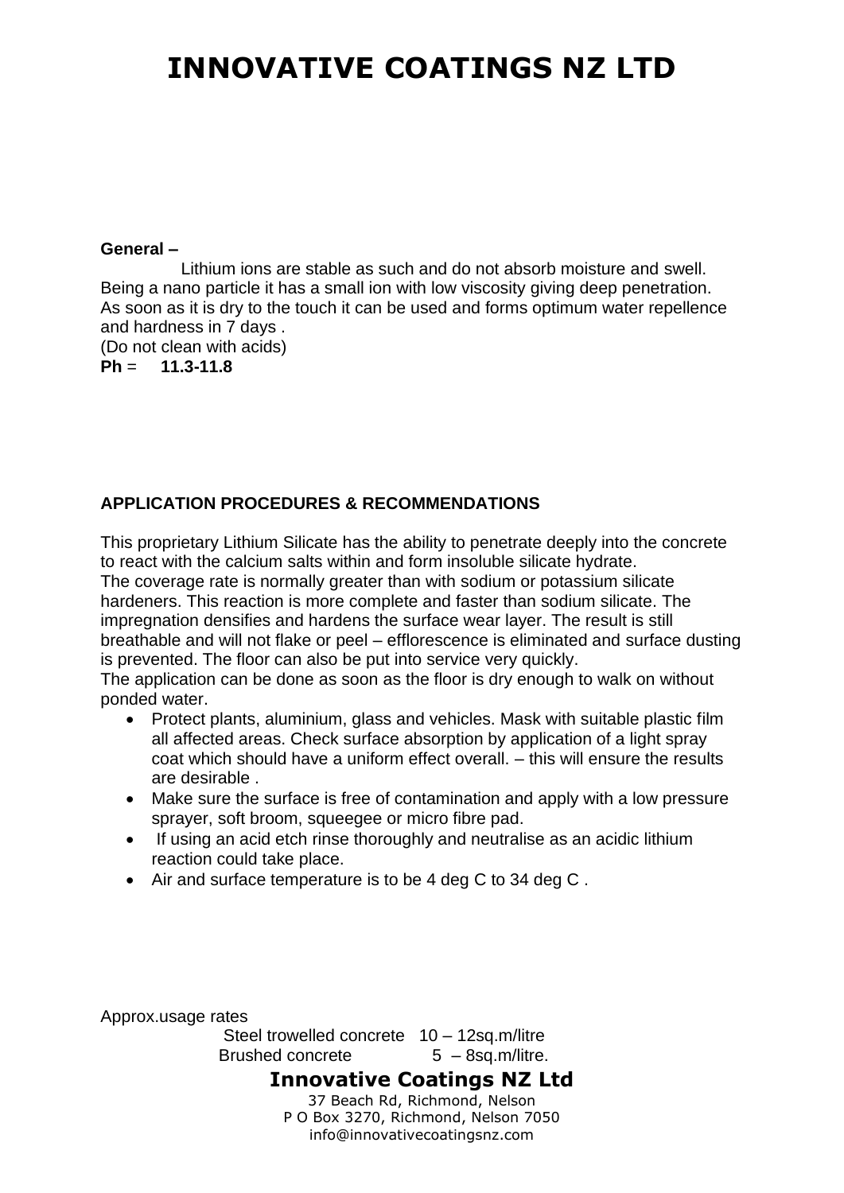# INNOVATIVE COATINGS NZ LTD

**General –**

Lithium ions are stable as such and do not absorb moisture and swell. Being a nano particle it has a small ion with low viscosity giving deep penetration. As soon as it is dry to the touch it can be used and forms optimum water repellence and hardness in 7 days .
(Do not clean with acids)
**Ph** = **11.3-11.8**

**APPLICATION PROCEDURES & RECOMMENDATIONS**

This proprietary Lithium Silicate has the ability to penetrate deeply into the concrete to react with the calcium salts within and form insoluble silicate hydrate.
The coverage rate is normally greater than with sodium or potassium silicate hardeners. This reaction is more complete and faster than sodium silicate. The impregnation densifies and hardens the surface wear layer. The result is still breathable and will not flake or peel – efflorescence is eliminated and surface dusting is prevented. The floor can also be put into service very quickly.
The application can be done as soon as the floor is dry enough to walk on without ponded water.

- Protect plants, aluminium, glass and vehicles. Mask with suitable plastic film all affected areas. Check surface absorption by application of a light spray coat which should have a uniform effect overall. – this will ensure the results are desirable .
- Make sure the surface is free of contamination and apply with a low pressure sprayer, soft broom, squeegee or micro fibre pad.
- If using an acid etch rinse thoroughly and neutralise as an acidic lithium reaction could take place.
- Air and surface temperature is to be 4 deg C to 34 deg C .

Approx.usage rates

Steel trowelled concrete 10 – 12sq.m/litre
Brushed concrete 5 – 8sq.m/litre.

**Innovative Coatings NZ Ltd**
37 Beach Rd, Richmond, Nelson
P O Box 3270, Richmond, Nelson 7050
info@innovativecoatingsnz.com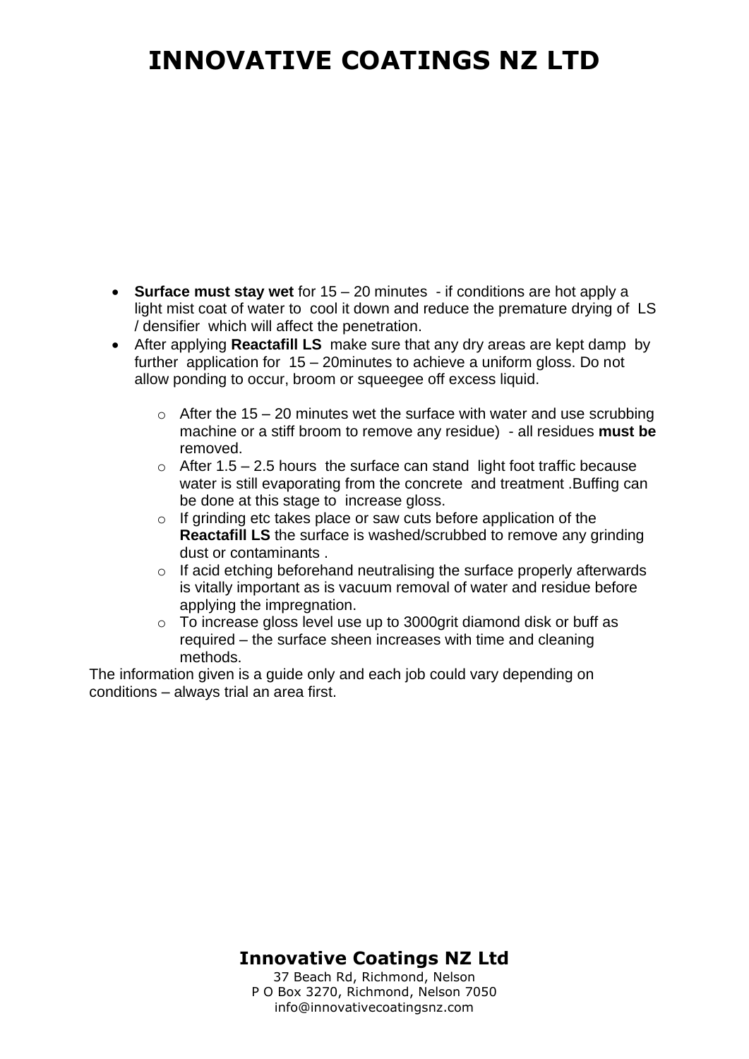- **Surface must stay wet** for 15 – 20 minutes - if conditions are hot apply a light mist coat of water to cool it down and reduce the premature drying of LS / densifier which will affect the penetration.
- After applying **Reactafill LS** make sure that any dry areas are kept damp by further application for 15 – 20minutes to achieve a uniform gloss. Do not allow ponding to occur, broom or squeegee off excess liquid.

  - After the 15 – 20 minutes wet the surface with water and use scrubbing machine or a stiff broom to remove any residue) - all residues **must be** removed.
  - After 1.5 – 2.5 hours the surface can stand light foot traffic because water is still evaporating from the concrete and treatment .Buffing can be done at this stage to increase gloss.
  - If grinding etc takes place or saw cuts before application of the **Reactafill LS** the surface is washed/scrubbed to remove any grinding dust or contaminants .
  - If acid etching beforehand neutralising the surface properly afterwards is vitally important as is vacuum removal of water and residue before applying the impregnation.
  - To increase gloss level use up to 3000grit diamond disk or buff as required – the surface sheen increases with time and cleaning methods.

The information given is a guide only and each job could vary depending on conditions – always trial an area first.

**Innovative Coatings NZ Ltd**
37 Beach Rd, Richmond, Nelson
P O Box 3270, Richmond, Nelson 7050
info@innovativecoatingsnz.com